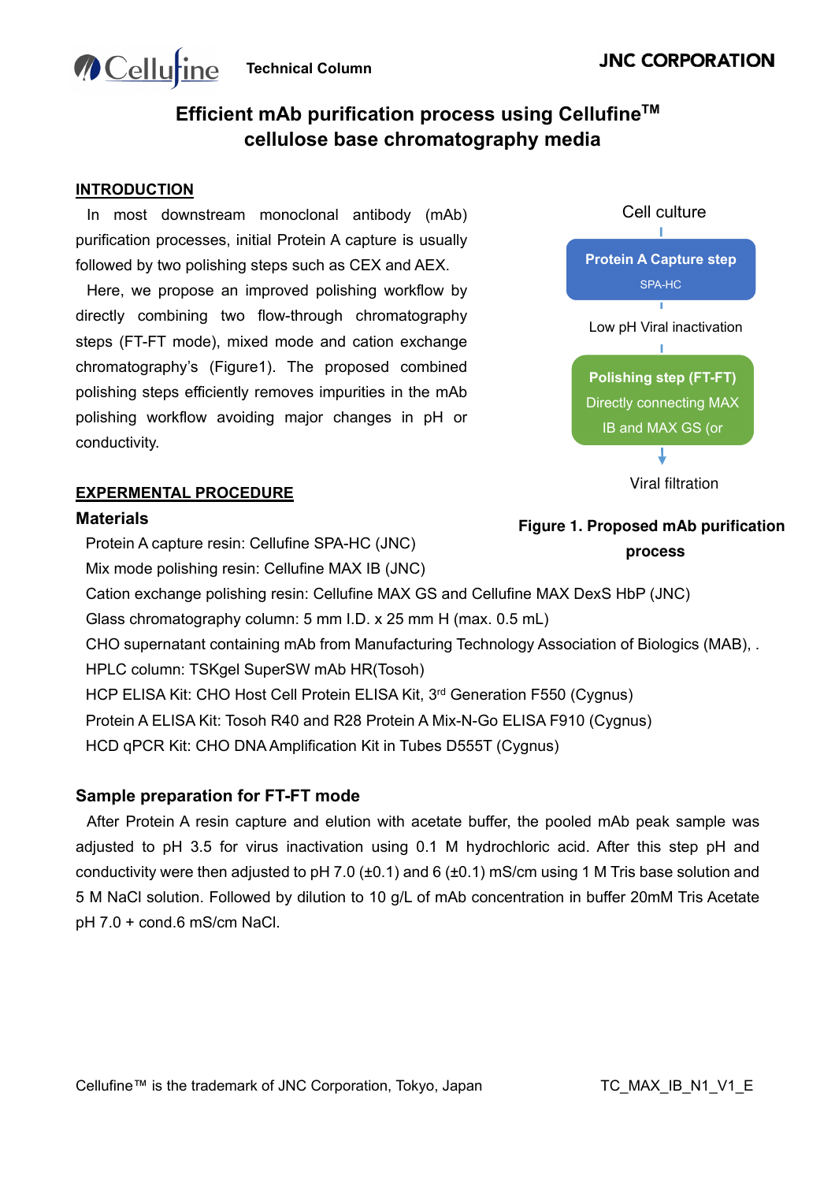Technical Column

# Efficient mAb purification process using Cellufine™ cellulose base chromatography media

## INTRODUCTION

In most downstream monoclonal antibody (mAb) purification processes, initial Protein A capture is usually followed by two polishing steps such as CEX and AEX.

Here, we propose an improved polishing workflow by directly combining two flow-through chromatography steps (FT-FT mode), mixed mode and cation exchange chromatography's (Figure1). The proposed combined polishing steps efficiently removes impurities in the mAb polishing workflow avoiding major changes in pH or conductivity.

Cell culture

Protein A Capture step

SPA-HC

Low pH Viral inactivation

Polishing step (FT-FT)

Directly connecting MAX IB and MAX GS (or

Viral filtration

**Figure 1. Proposed mAb purification process**

## EXPERMENTAL PROCEDURE

### Materials

Protein A capture resin: Cellufine SPA-HC (JNC)
Mix mode polishing resin: Cellufine MAX IB (JNC)
Cation exchange polishing resin: Cellufine MAX GS and Cellufine MAX DexS HbP (JNC)
Glass chromatography column: 5 mm I.D. x 25 mm H (max. 0.5 mL)
CHO supernatant containing mAb from Manufacturing Technology Association of Biologics (MAB), .
HPLC column: TSKgel SuperSW mAb HR(Tosoh)
HCP ELISA Kit: CHO Host Cell Protein ELISA Kit, 3rd Generation F550 (Cygnus)
Protein A ELISA Kit: Tosoh R40 and R28 Protein A Mix-N-Go ELISA F910 (Cygnus)
HCD qPCR Kit: CHO DNA Amplification Kit in Tubes D555T (Cygnus)

### Sample preparation for FT-FT mode

After Protein A resin capture and elution with acetate buffer, the pooled mAb peak sample was adjusted to pH 3.5 for virus inactivation using 0.1 M hydrochloric acid. After this step pH and conductivity were then adjusted to pH 7.0 (±0.1) and 6 (±0.1) mS/cm using 1 M Tris base solution and 5 M NaCl solution. Followed by dilution to 10 g/L of mAb concentration in buffer 20mM Tris Acetate pH 7.0 + cond.6 mS/cm NaCl.

Cellufine™ is the trademark of JNC Corporation, Tokyo, Japan

TC_MAX_IB_N1_V1_E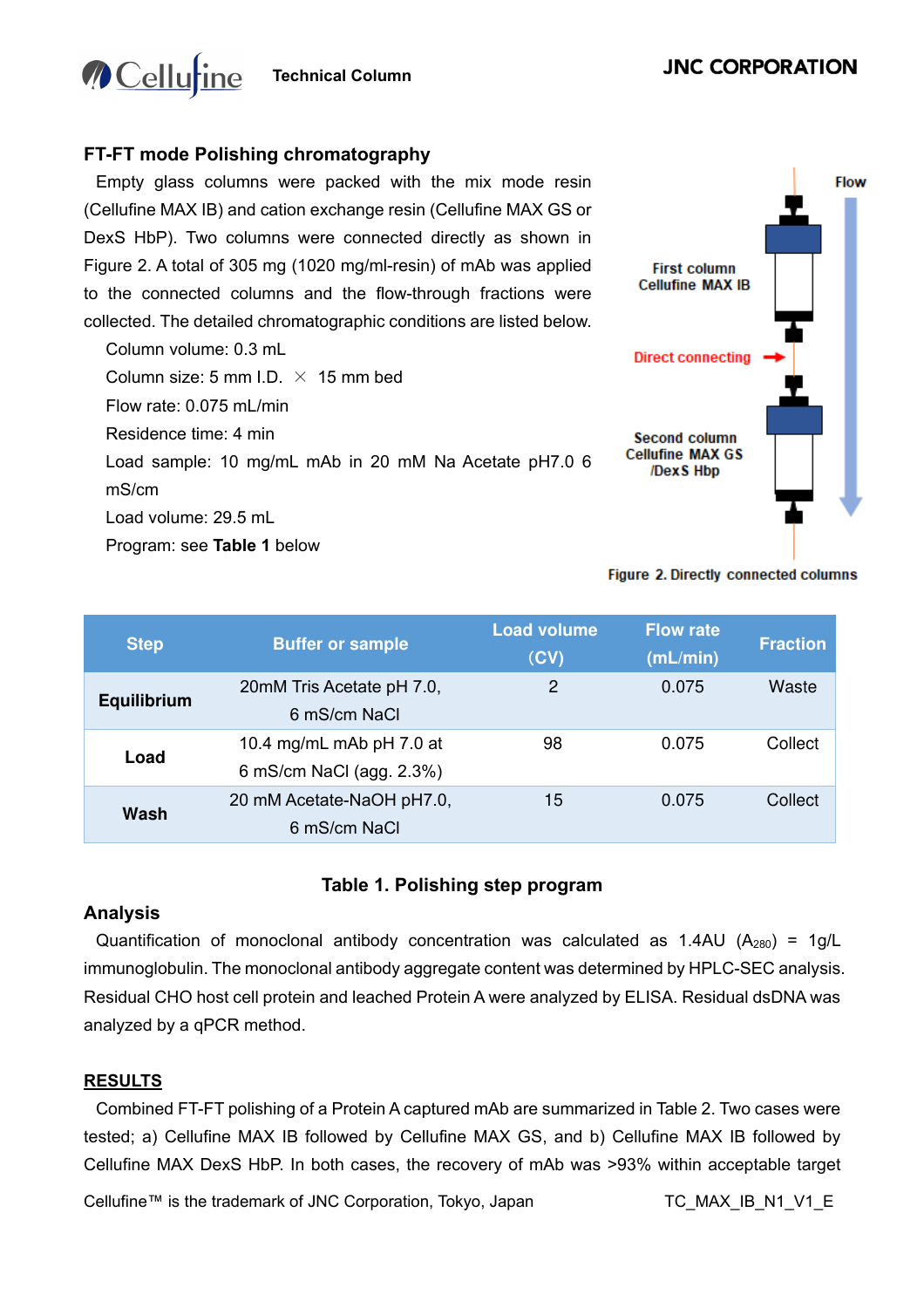## FT-FT mode Polishing chromatography

Empty glass columns were packed with the mix mode resin (Cellufine MAX IB) and cation exchange resin (Cellufine MAX GS or DexS HbP). Two columns were connected directly as shown in Figure 2. A total of 305 mg (1020 mg/ml-resin) of mAb was applied to the connected columns and the flow-through fractions were collected. The detailed chromatographic conditions are listed below.

- Column volume: 0.3 mL
- Column size: 5 mm I.D. × 15 mm bed
- Flow rate: 0.075 mL/min
- Residence time: 4 min
- Load sample: 10 mg/mL mAb in 20 mM Na Acetate pH7.0 6 mS/cm
- Load volume: 29.5 mL
- Program: see **Table 1** below

Flow

First column
Cellufine MAX IB

Direct connecting

Second column
Cellufine MAX GS
/DexS Hbp

Figure 2. Directly connected columns

| Step | Buffer or sample | Load volume (CV) | Flow rate (mL/min) | Fraction |
|---|---|---|---|---|
| **Equilibrium** | 20mM Tris Acetate pH 7.0, 6 mS/cm NaCl | 2 | 0.075 | Waste |
| **Load** | 10.4 mg/mL mAb pH 7.0 at 6 mS/cm NaCl (agg. 2.3%) | 98 | 0.075 | Collect |
| **Wash** | 20 mM Acetate-NaOH pH7.0, 6 mS/cm NaCl | 15 | 0.075 | Collect |

**Table 1. Polishing step program**

## Analysis

Quantification of monoclonal antibody concentration was calculated as 1.4AU ($A_{280}$) = 1g/L immunoglobulin. The monoclonal antibody aggregate content was determined by HPLC-SEC analysis. Residual CHO host cell protein and leached Protein A were analyzed by ELISA. Residual dsDNA was analyzed by a qPCR method.

## RESULTS

Combined FT-FT polishing of a Protein A captured mAb are summarized in Table 2. Two cases were tested; a) Cellufine MAX IB followed by Cellufine MAX GS, and b) Cellufine MAX IB followed by Cellufine MAX DexS HbP. In both cases, the recovery of mAb was >93% within acceptable target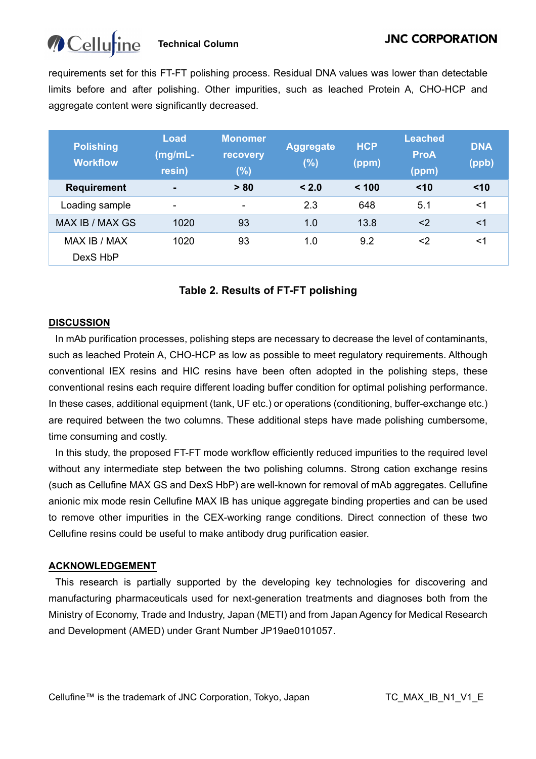requirements set for this FT-FT polishing process. Residual DNA values was lower than detectable limits before and after polishing. Other impurities, such as leached Protein A, CHO-HCP and aggregate content were significantly decreased.

| Polishing Workflow | Load (mg/mL-resin) | Monomer recovery (%) | Aggregate (%) | HCP (ppm) | Leached ProA (ppm) | DNA (ppb) |
|---|---|---|---|---|---|---|
| **Requirement** | **-** | **> 80** | **< 2.0** | **< 100** | **<10** | **<10** |
| Loading sample | - | - | 2.3 | 648 | 5.1 | <1 |
| MAX IB / MAX GS | 1020 | 93 | 1.0 | 13.8 | <2 | <1 |
| MAX IB / MAX DexS HbP | 1020 | 93 | 1.0 | 9.2 | <2 | <1 |

**Table 2. Results of FT-FT polishing**

## DISCUSSION

In mAb purification processes, polishing steps are necessary to decrease the level of contaminants, such as leached Protein A, CHO-HCP as low as possible to meet regulatory requirements. Although conventional IEX resins and HIC resins have been often adopted in the polishing steps, these conventional resins each require different loading buffer condition for optimal polishing performance. In these cases, additional equipment (tank, UF etc.) or operations (conditioning, buffer-exchange etc.) are required between the two columns. These additional steps have made polishing cumbersome, time consuming and costly.

In this study, the proposed FT-FT mode workflow efficiently reduced impurities to the required level without any intermediate step between the two polishing columns. Strong cation exchange resins (such as Cellufine MAX GS and DexS HbP) are well-known for removal of mAb aggregates. Cellufine anionic mix mode resin Cellufine MAX IB has unique aggregate binding properties and can be used to remove other impurities in the CEX-working range conditions. Direct connection of these two Cellufine resins could be useful to make antibody drug purification easier.

## ACKNOWLEDGEMENT

This research is partially supported by the developing key technologies for discovering and manufacturing pharmaceuticals used for next-generation treatments and diagnoses both from the Ministry of Economy, Trade and Industry, Japan (METI) and from Japan Agency for Medical Research and Development (AMED) under Grant Number JP19ae0101057.

Cellufine™ is the trademark of JNC Corporation, Tokyo, Japan

TC_MAX_IB_N1_V1_E